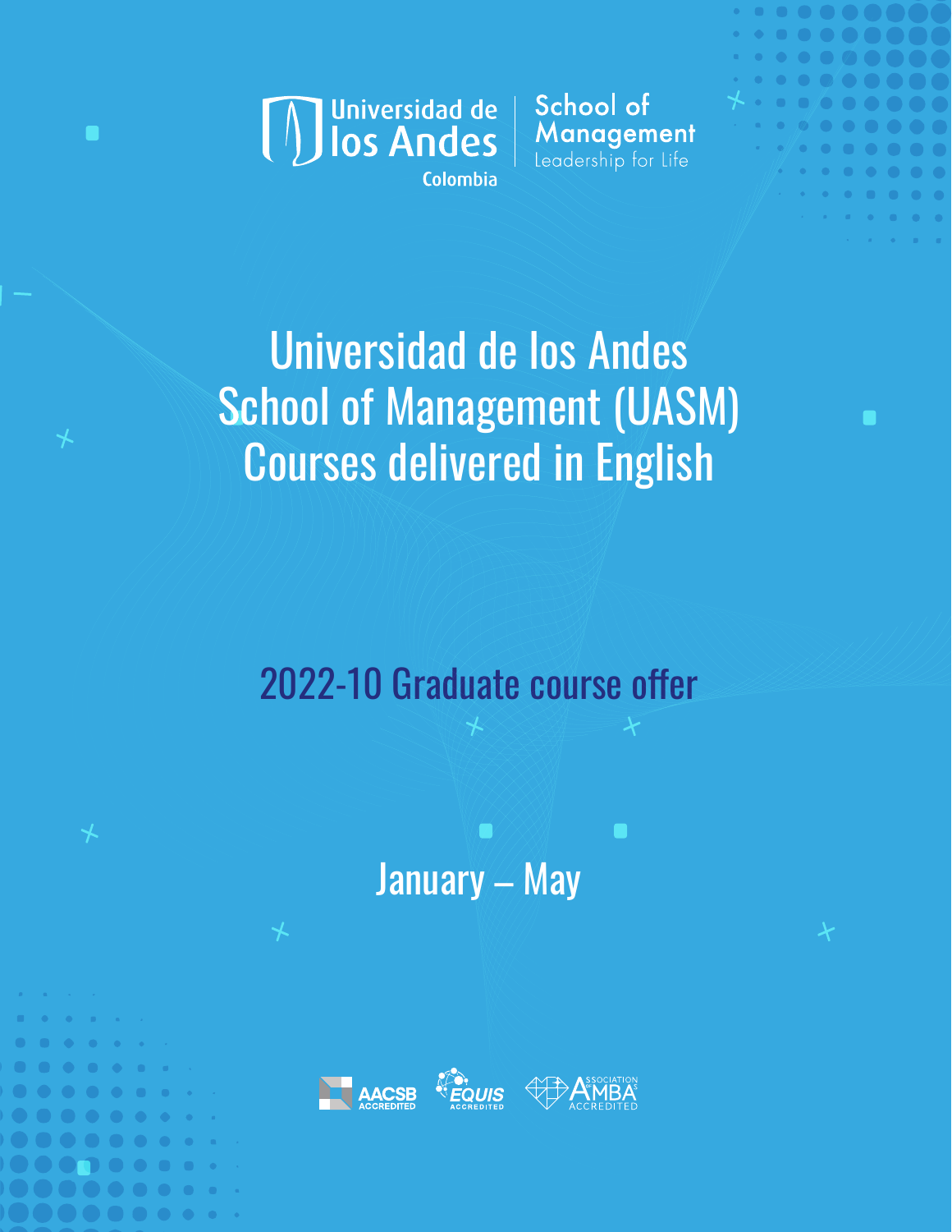Universidad de los Andes Colombia | School of Management Leadership for Life

# Universidad de los Andes School of Management (UASM) Courses delivered in English

## 2022-10 Graduate course offer

## January – May

AACSB ACCREDITED · EQUIS ACCREDITED · ASSOCIATION OF MBAS ACCREDITED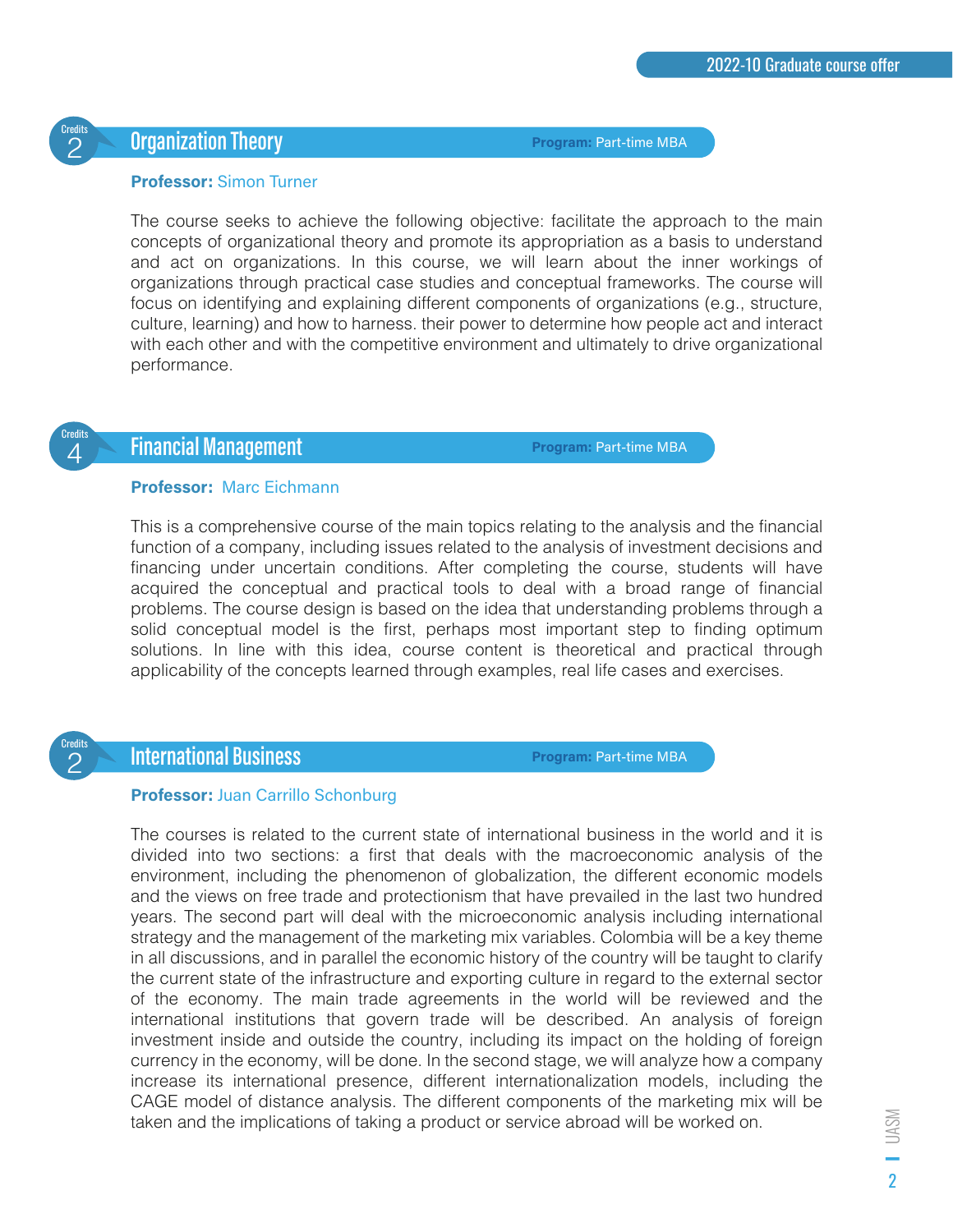## Organization Theory

Credits: 2

**Program:** Part-time MBA

**Professor:** Simon Turner

The course seeks to achieve the following objective: facilitate the approach to the main concepts of organizational theory and promote its appropriation as a basis to understand and act on organizations. In this course, we will learn about the inner workings of organizations through practical case studies and conceptual frameworks. The course will focus on identifying and explaining different components of organizations (e.g., structure, culture, learning) and how to harness. their power to determine how people act and interact with each other and with the competitive environment and ultimately to drive organizational performance.

## Financial Management

Credits: 4

**Program:** Part-time MBA

**Professor:** Marc Eichmann

This is a comprehensive course of the main topics relating to the analysis and the financial function of a company, including issues related to the analysis of investment decisions and financing under uncertain conditions. After completing the course, students will have acquired the conceptual and practical tools to deal with a broad range of financial problems. The course design is based on the idea that understanding problems through a solid conceptual model is the first, perhaps most important step to finding optimum solutions. In line with this idea, course content is theoretical and practical through applicability of the concepts learned through examples, real life cases and exercises.

## International Business

Credits: 2

**Program:** Part-time MBA

**Professor:** Juan Carrillo Schonburg

The courses is related to the current state of international business in the world and it is divided into two sections: a first that deals with the macroeconomic analysis of the environment, including the phenomenon of globalization, the different economic models and the views on free trade and protectionism that have prevailed in the last two hundred years. The second part will deal with the microeconomic analysis including international strategy and the management of the marketing mix variables. Colombia will be a key theme in all discussions, and in parallel the economic history of the country will be taught to clarify the current state of the infrastructure and exporting culture in regard to the external sector of the economy. The main trade agreements in the world will be reviewed and the international institutions that govern trade will be described. An analysis of foreign investment inside and outside the country, including its impact on the holding of foreign currency in the economy, will be done. In the second stage, we will analyze how a company increase its international presence, different internationalization models, including the CAGE model of distance analysis. The different components of the marketing mix will be taken and the implications of taking a product or service abroad will be worked on.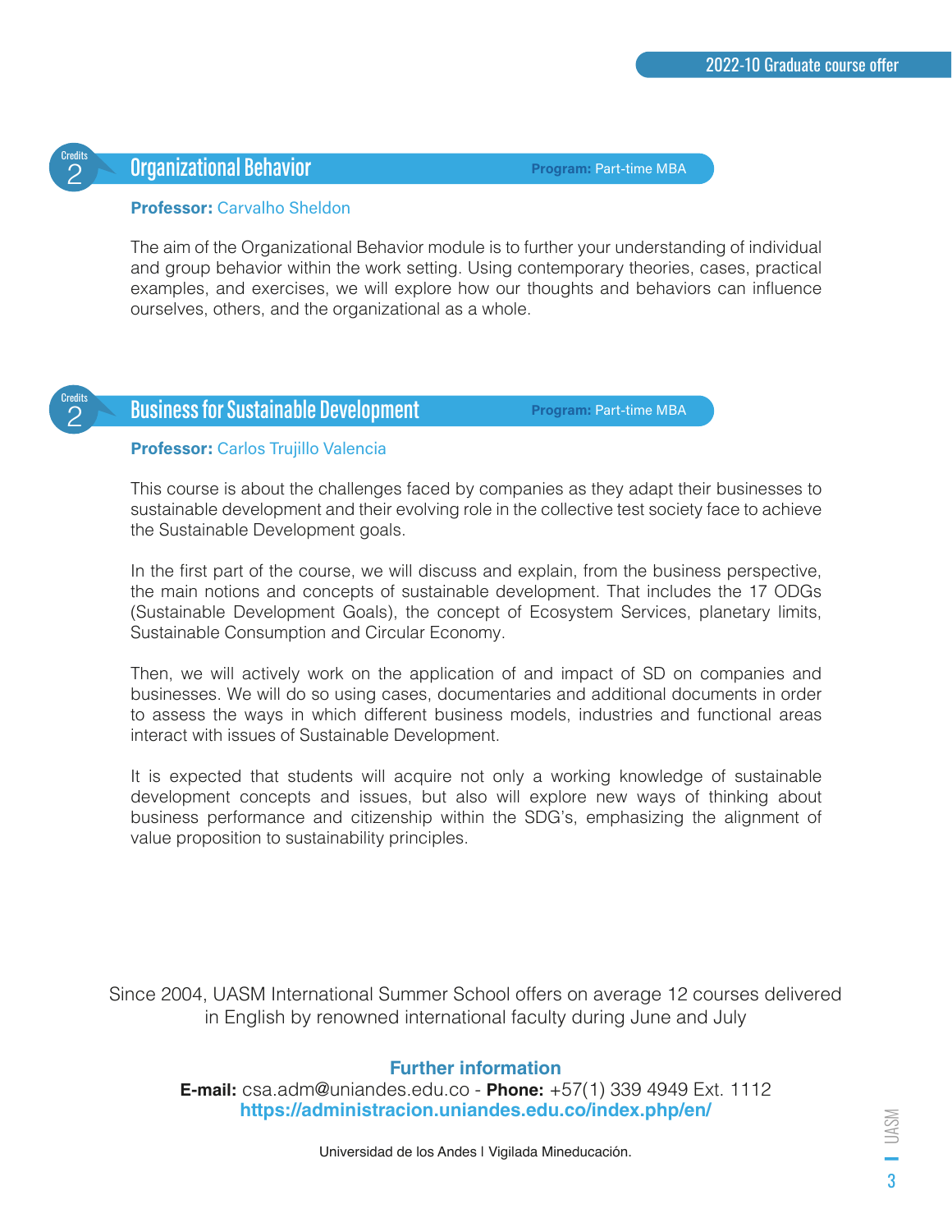## Organizational Behavior

Credits 2 | **Program:** Part-time MBA

**Professor:** Carvalho Sheldon

The aim of the Organizational Behavior module is to further your understanding of individual and group behavior within the work setting. Using contemporary theories, cases, practical examples, and exercises, we will explore how our thoughts and behaviors can influence ourselves, others, and the organizational as a whole.

## Business for Sustainable Development

Credits 2 | **Program:** Part-time MBA

**Professor:** Carlos Trujillo Valencia

This course is about the challenges faced by companies as they adapt their businesses to sustainable development and their evolving role in the collective test society face to achieve the Sustainable Development goals.

In the first part of the course, we will discuss and explain, from the business perspective, the main notions and concepts of sustainable development. That includes the 17 ODGs (Sustainable Development Goals), the concept of Ecosystem Services, planetary limits, Sustainable Consumption and Circular Economy.

Then, we will actively work on the application of and impact of SD on companies and businesses. We will do so using cases, documentaries and additional documents in order to assess the ways in which different business models, industries and functional areas interact with issues of Sustainable Development.

It is expected that students will acquire not only a working knowledge of sustainable development concepts and issues, but also will explore new ways of thinking about business performance and citizenship within the SDG's, emphasizing the alignment of value proposition to sustainability principles.

Since 2004, UASM International Summer School offers on average 12 courses delivered in English by renowned international faculty during June and July

**Further information**

**E-mail:** csa.adm@uniandes.edu.co - **Phone:** +57(1) 339 4949 Ext. 1112

**https://administracion.uniandes.edu.co/index.php/en/**

Universidad de los Andes | Vigilada Mineducación.